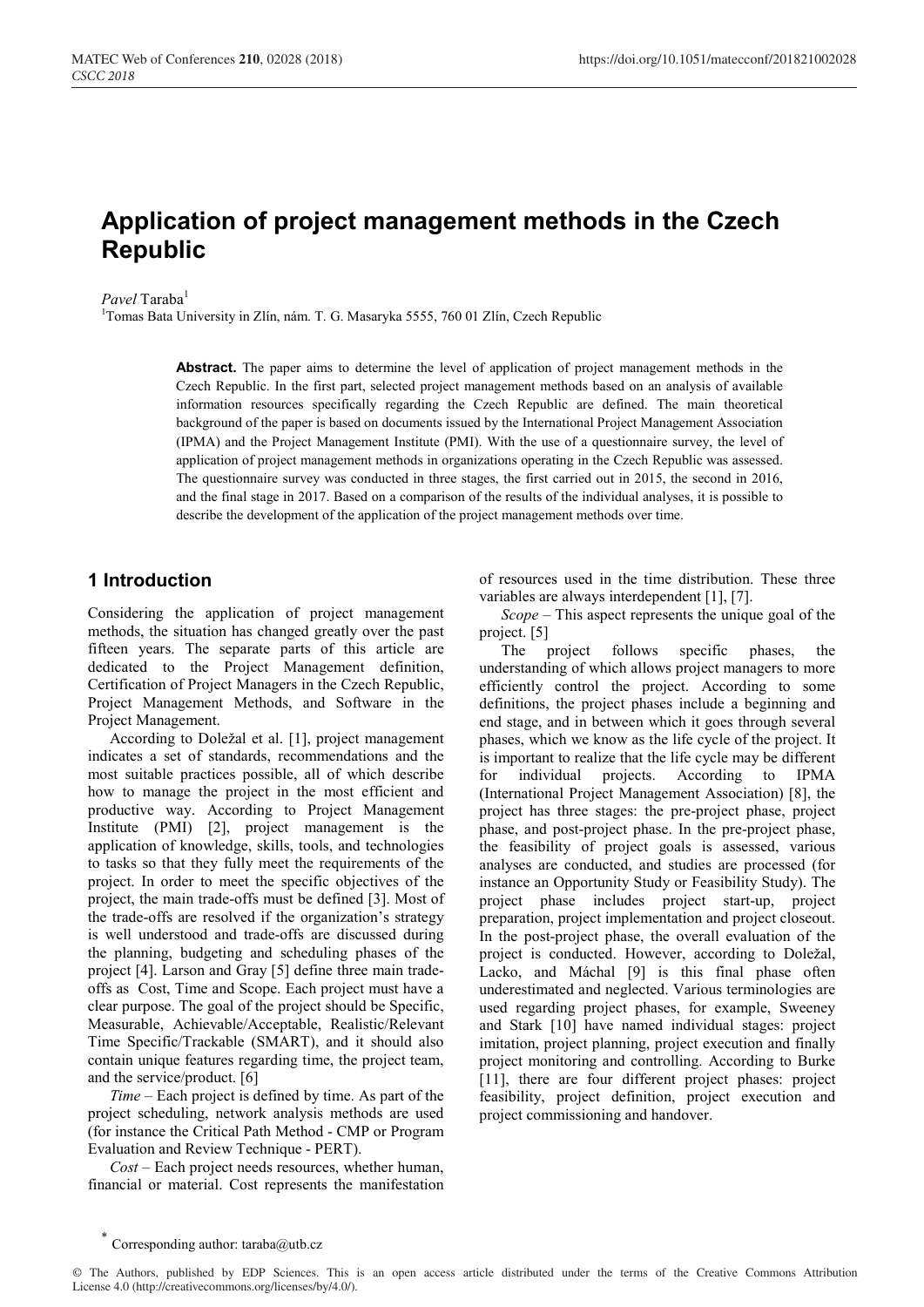# Application of project management methods in the Czech Republic

*Pavel* Taraba[1]

[1]Tomas Bata University in Zlín, nám. T. G. Masaryka 5555, 760 01 Zlín, Czech Republic

**Abstract.** The paper aims to determine the level of application of project management methods in the Czech Republic. In the first part, selected project management methods based on an analysis of available information resources specifically regarding the Czech Republic are defined. The main theoretical background of the paper is based on documents issued by the International Project Management Association (IPMA) and the Project Management Institute (PMI). With the use of a questionnaire survey, the level of application of project management methods in organizations operating in the Czech Republic was assessed. The questionnaire survey was conducted in three stages, the first carried out in 2015, the second in 2016, and the final stage in 2017. Based on a comparison of the results of the individual analyses, it is possible to describe the development of the application of the project management methods over time.

## 1 Introduction

Considering the application of project management methods, the situation has changed greatly over the past fifteen years. The separate parts of this article are dedicated to the Project Management definition, Certification of Project Managers in the Czech Republic, Project Management Methods, and Software in the Project Management.

According to Doležal et al. [1], project management indicates a set of standards, recommendations and the most suitable practices possible, all of which describe how to manage the project in the most efficient and productive way. According to Project Management Institute (PMI) [2], project management is the application of knowledge, skills, tools, and technologies to tasks so that they fully meet the requirements of the project. In order to meet the specific objectives of the project, the main trade-offs must be defined [3]. Most of the trade-offs are resolved if the organization's strategy is well understood and trade-offs are discussed during the planning, budgeting and scheduling phases of the project [4]. Larson and Gray [5] define three main trade-offs as Cost, Time and Scope. Each project must have a clear purpose. The goal of the project should be Specific, Measurable, Achievable/Acceptable, Realistic/Relevant Time Specific/Trackable (SMART), and it should also contain unique features regarding time, the project team, and the service/product. [6]

*Time* – Each project is defined by time. As part of the project scheduling, network analysis methods are used (for instance the Critical Path Method - CMP or Program Evaluation and Review Technique - PERT).

*Cost* – Each project needs resources, whether human, financial or material. Cost represents the manifestation of resources used in the time distribution. These three variables are always interdependent [1], [7].

*Scope* – This aspect represents the unique goal of the project. [5]

The project follows specific phases, the understanding of which allows project managers to more efficiently control the project. According to some definitions, the project phases include a beginning and end stage, and in between which it goes through several phases, which we know as the life cycle of the project. It is important to realize that the life cycle may be different for individual projects. According to IPMA (International Project Management Association) [8], the project has three stages: the pre-project phase, project phase, and post-project phase. In the pre-project phase, the feasibility of project goals is assessed, various analyses are conducted, and studies are processed (for instance an Opportunity Study or Feasibility Study). The project phase includes project start-up, project preparation, project implementation and project closeout. In the post-project phase, the overall evaluation of the project is conducted. However, according to Doležal, Lacko, and Máchal [9] is this final phase often underestimated and neglected. Various terminologies are used regarding project phases, for example, Sweeney and Stark [10] have named individual stages: project imitation, project planning, project execution and finally project monitoring and controlling. According to Burke [11], there are four different project phases: project feasibility, project definition, project execution and project commissioning and handover.

* Corresponding author: taraba@utb.cz

© The Authors, published by EDP Sciences. This is an open access article distributed under the terms of the Creative Commons Attribution License 4.0 (http://creativecommons.org/licenses/by/4.0/).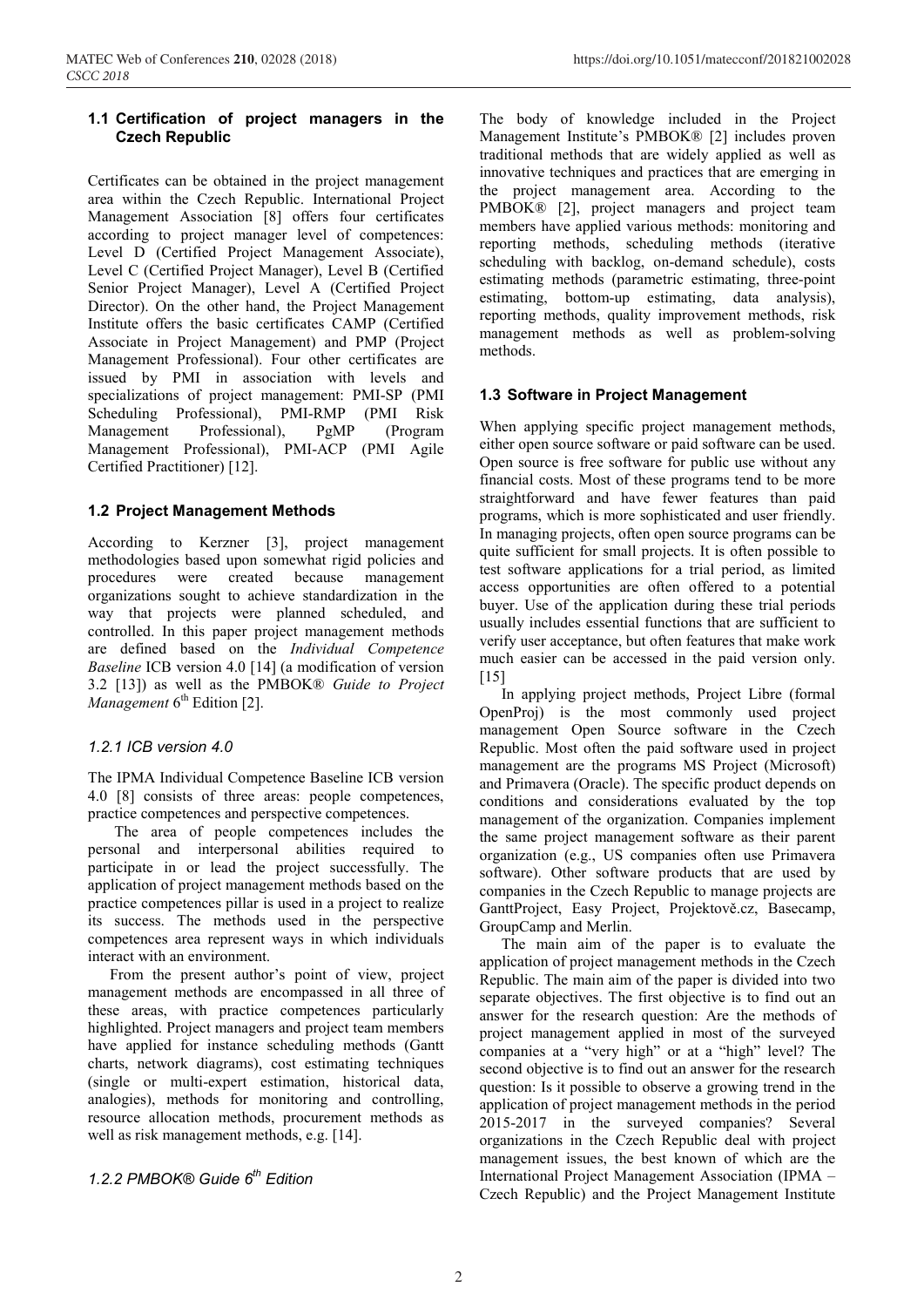### 1.1 Certification of project managers in the Czech Republic

Certificates can be obtained in the project management area within the Czech Republic. International Project Management Association [8] offers four certificates according to project manager level of competences: Level D (Certified Project Management Associate), Level C (Certified Project Manager), Level B (Certified Senior Project Manager), Level A (Certified Project Director). On the other hand, the Project Management Institute offers the basic certificates CAMP (Certified Associate in Project Management) and PMP (Project Management Professional). Four other certificates are issued by PMI in association with levels and specializations of project management: PMI-SP (PMI Scheduling Professional), PMI-RMP (PMI Risk Management Professional), PgMP (Program Management Professional), PMI-ACP (PMI Agile Certified Practitioner) [12].

### 1.2 Project Management Methods

According to Kerzner [3], project management methodologies based upon somewhat rigid policies and procedures were created because management organizations sought to achieve standardization in the way that projects were planned scheduled, and controlled. In this paper project management methods are defined based on the *Individual Competence Baseline* ICB version 4.0 [14] (a modification of version 3.2 [13]) as well as the PMBOK® *Guide to Project Management* 6th Edition [2].

#### 1.2.1 ICB version 4.0

The IPMA Individual Competence Baseline ICB version 4.0 [8] consists of three areas: people competences, practice competences and perspective competences.

The area of people competences includes the personal and interpersonal abilities required to participate in or lead the project successfully. The application of project management methods based on the practice competences pillar is used in a project to realize its success. The methods used in the perspective competences area represent ways in which individuals interact with an environment.

From the present author's point of view, project management methods are encompassed in all three of these areas, with practice competences particularly highlighted. Project managers and project team members have applied for instance scheduling methods (Gantt charts, network diagrams), cost estimating techniques (single or multi-expert estimation, historical data, analogies), methods for monitoring and controlling, resource allocation methods, procurement methods as well as risk management methods, e.g. [14].

#### 1.2.2 PMBOK® Guide 6th Edition

The body of knowledge included in the Project Management Institute's PMBOK® [2] includes proven traditional methods that are widely applied as well as innovative techniques and practices that are emerging in the project management area. According to the PMBOK® [2], project managers and project team members have applied various methods: monitoring and reporting methods, scheduling methods (iterative scheduling with backlog, on-demand schedule), costs estimating methods (parametric estimating, three-point estimating, bottom-up estimating, data analysis), reporting methods, quality improvement methods, risk management methods as well as problem-solving methods.

### 1.3 Software in Project Management

When applying specific project management methods, either open source software or paid software can be used. Open source is free software for public use without any financial costs. Most of these programs tend to be more straightforward and have fewer features than paid programs, which is more sophisticated and user friendly. In managing projects, often open source programs can be quite sufficient for small projects. It is often possible to test software applications for a trial period, as limited access opportunities are often offered to a potential buyer. Use of the application during these trial periods usually includes essential functions that are sufficient to verify user acceptance, but often features that make work much easier can be accessed in the paid version only. [15]

In applying project methods, Project Libre (formal OpenProj) is the most commonly used project management Open Source software in the Czech Republic. Most often the paid software used in project management are the programs MS Project (Microsoft) and Primavera (Oracle). The specific product depends on conditions and considerations evaluated by the top management of the organization. Companies implement the same project management software as their parent organization (e.g., US companies often use Primavera software). Other software products that are used by companies in the Czech Republic to manage projects are GanttProject, Easy Project, Projektově.cz, Basecamp, GroupCamp and Merlin.

The main aim of the paper is to evaluate the application of project management methods in the Czech Republic. The main aim of the paper is divided into two separate objectives. The first objective is to find out an answer for the research question: Are the methods of project management applied in most of the surveyed companies at a "very high" or at a "high" level? The second objective is to find out an answer for the research question: Is it possible to observe a growing trend in the application of project management methods in the period 2015-2017 in the surveyed companies? Several organizations in the Czech Republic deal with project management issues, the best known of which are the International Project Management Association (IPMA – Czech Republic) and the Project Management Institute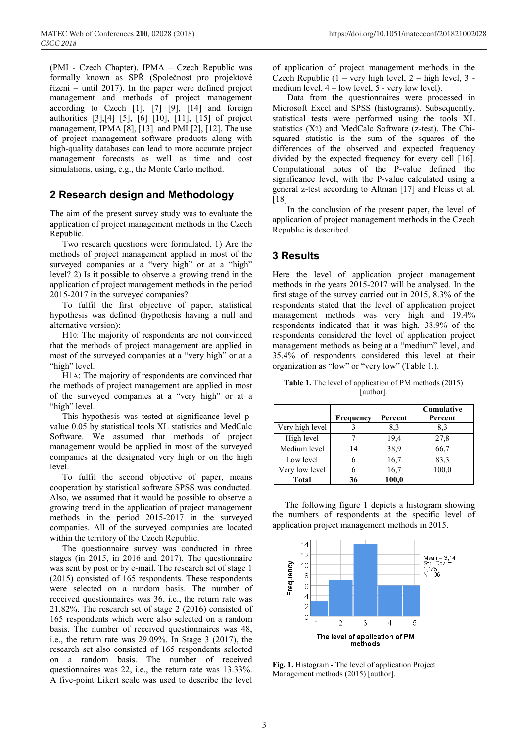(PMI - Czech Chapter). IPMA – Czech Republic was formally known as SPŘ (Společnost pro projektové řízení – until 2017). In the paper were defined project management and methods of project management according to Czech [1], [7] [9], [14] and foreign authorities [3],[4] [5], [6] [10], [11], [15] of project management, IPMA [8], [13] and PMI [2], [12]. The use of project management software products along with high-quality databases can lead to more accurate project management forecasts as well as time and cost simulations, using, e.g., the Monte Carlo method.

## 2 Research design and Methodology

The aim of the present survey study was to evaluate the application of project management methods in the Czech Republic.

Two research questions were formulated. 1) Are the methods of project management applied in most of the surveyed companies at a "very high" or at a "high" level? 2) Is it possible to observe a growing trend in the application of project management methods in the period 2015-2017 in the surveyed companies?

To fulfil the first objective of paper, statistical hypothesis was defined (hypothesis having a null and alternative version):

$H1_0$: The majority of respondents are not convinced that the methods of project management are applied in most of the surveyed companies at a "very high" or at a "high" level.

$H1_A$: The majority of respondents are convinced that the methods of project management are applied in most of the surveyed companies at a "very high" or at a "high" level.

This hypothesis was tested at significance level p-value 0.05 by statistical tools XL statistics and MedCalc Software. We assumed that methods of project management would be applied in most of the surveyed companies at the designated very high or on the high level.

To fulfil the second objective of paper, means cooperation by statistical software SPSS was conducted. Also, we assumed that it would be possible to observe a growing trend in the application of project management methods in the period 2015-2017 in the surveyed companies. All of the surveyed companies are located within the territory of the Czech Republic.

The questionnaire survey was conducted in three stages (in 2015, in 2016 and 2017). The questionnaire was sent by post or by e-mail. The research set of stage 1 (2015) consisted of 165 respondents. These respondents were selected on a random basis. The number of received questionnaires was 36, i.e., the return rate was 21.82%. The research set of stage 2 (2016) consisted of 165 respondents which were also selected on a random basis. The number of received questionnaires was 48, i.e., the return rate was 29.09%. In Stage 3 (2017), the research set also consisted of 165 respondents selected on a random basis. The number of received questionnaires was 22, i.e., the return rate was 13.33%. A five-point Likert scale was used to describe the level of application of project management methods in the Czech Republic (1 – very high level, 2 – high level, 3 - medium level, 4 – low level, 5 - very low level).

Data from the questionnaires were processed in Microsoft Excel and SPSS (histograms). Subsequently, statistical tests were performed using the tools XL statistics ($X^2$) and MedCalc Software (z-test). The Chi-squared statistic is the sum of the squares of the differences of the observed and expected frequency divided by the expected frequency for every cell [16]. Computational notes of the P-value defined the significance level, with the P-value calculated using a general z-test according to Altman [17] and Fleiss et al. [18]

In the conclusion of the present paper, the level of application of project management methods in the Czech Republic is described.

## 3 Results

Here the level of application project management methods in the years 2015-2017 will be analysed. In the first stage of the survey carried out in 2015, 8.3% of the respondents stated that the level of application project management methods was very high and 19.4% respondents indicated that it was high. 38.9% of the respondents considered the level of application project management methods as being at a "medium" level, and 35.4% of respondents considered this level at their organization as "low" or "very low" (Table 1.).

**Table 1.** The level of application of PM methods (2015) [author].

| | Frequency | Percent | Cumulative Percent |
|---|---|---|---|
| Very high level | 3 | 8,3 | 8,3 |
| High level | 7 | 19,4 | 27,8 |
| Medium level | 14 | 38,9 | 66,7 |
| Low level | 6 | 16,7 | 83,3 |
| Very low level | 6 | 16,7 | 100,0 |
| **Total** | **36** | **100,0** | |

The following figure 1 depicts a histogram showing the numbers of respondents at the specific level of application project management methods in 2015.

**Fig. 1.** Histogram - The level of application Project Management methods (2015) [author].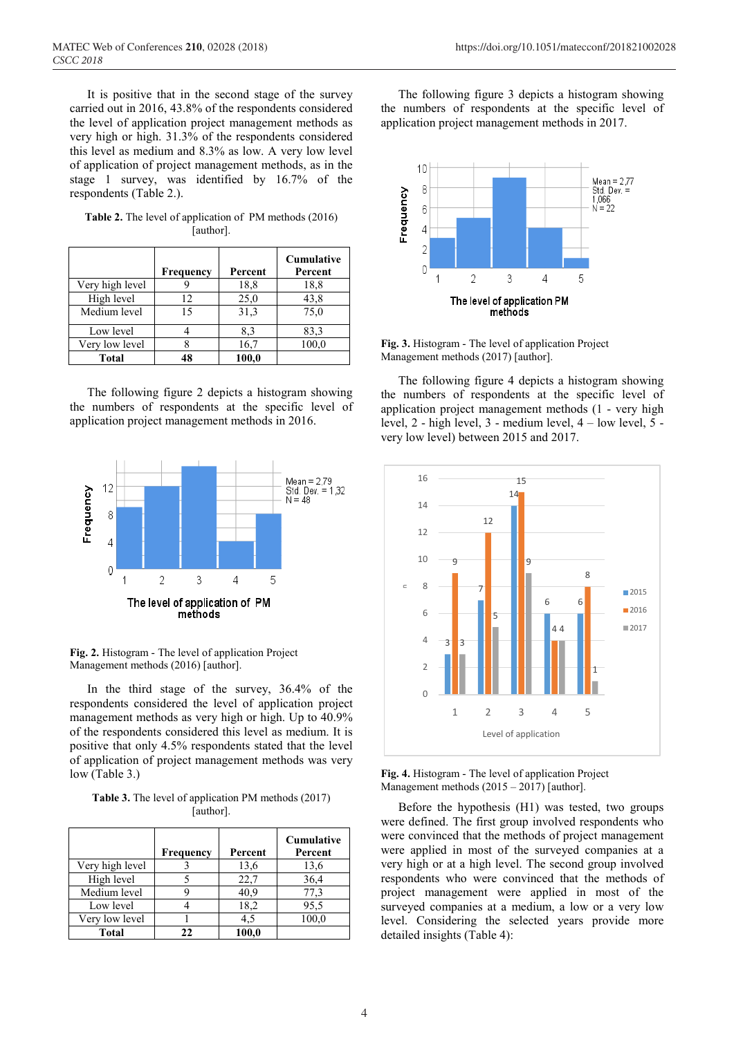It is positive that in the second stage of the survey carried out in 2016, 43.8% of the respondents considered the level of application project management methods as very high or high. 31.3% of the respondents considered this level as medium and 8.3% as low. A very low level of application of project management methods, as in the stage 1 survey, was identified by 16.7% of the respondents (Table 2.).

**Table 2.** The level of application of PM methods (2016) [author].

| | Frequency | Percent | Cumulative Percent |
|---|---|---|---|
| Very high level | 9 | 18,8 | 18,8 |
| High level | 12 | 25,0 | 43,8 |
| Medium level | 15 | 31,3 | 75,0 |
| Low level | 4 | 8,3 | 83,3 |
| Very low level | 8 | 16,7 | 100,0 |
| **Total** | **48** | **100,0** | |

The following figure 2 depicts a histogram showing the numbers of respondents at the specific level of application project management methods in 2016.

**Fig. 2.** Histogram - The level of application Project Management methods (2016) [author].

In the third stage of the survey, 36.4% of the respondents considered the level of application project management methods as very high or high. Up to 40.9% of the respondents considered this level as medium. It is positive that only 4.5% respondents stated that the level of application of project management methods was very low (Table 3.)

**Table 3.** The level of application PM methods (2017) [author].

| | Frequency | Percent | Cumulative Percent |
|---|---|---|---|
| Very high level | 3 | 13,6 | 13,6 |
| High level | 5 | 22,7 | 36,4 |
| Medium level | 9 | 40,9 | 77,3 |
| Low level | 4 | 18,2 | 95,5 |
| Very low level | 1 | 4,5 | 100,0 |
| **Total** | **22** | **100,0** | |

The following figure 3 depicts a histogram showing the numbers of respondents at the specific level of application project management methods in 2017.

**Fig. 3.** Histogram - The level of application Project Management methods (2017) [author].

The following figure 4 depicts a histogram showing the numbers of respondents at the specific level of application project management methods (1 - very high level, 2 - high level, 3 - medium level, 4 – low level, 5 - very low level) between 2015 and 2017.

**Fig. 4.** Histogram - The level of application Project Management methods (2015 – 2017) [author].

Before the hypothesis (H1) was tested, two groups were defined. The first group involved respondents who were convinced that the methods of project management were applied in most of the surveyed companies at a very high or at a high level. The second group involved respondents who were convinced that the methods of project management were applied in most of the surveyed companies at a medium, a low or a very low level. Considering the selected years provide more detailed insights (Table 4):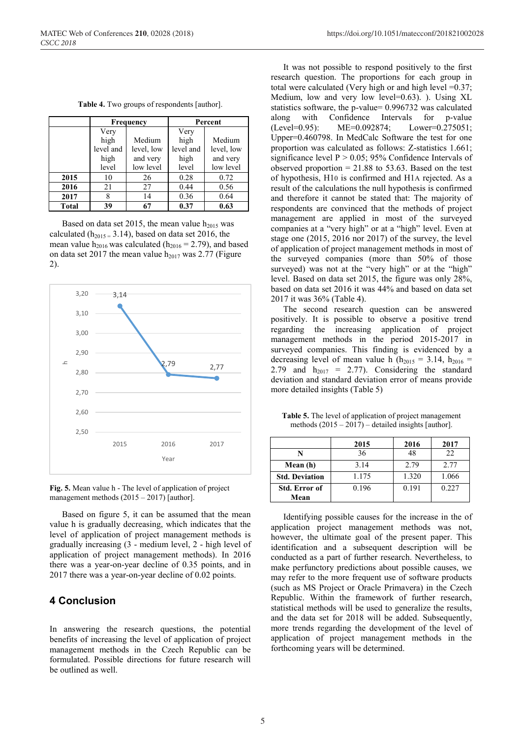**Table 4.** Two groups of respondents [author].

| | Frequency | | Percent | |
|---|---|---|---|---|
| | Very high level and high level | Medium level, low and very low level | Very high level and high level | Medium level, low and very low level |
| **2015** | 10 | 26 | 0.28 | 0.72 |
| **2016** | 21 | 27 | 0.44 | 0.56 |
| **2017** | 8 | 14 | 0.36 | 0.64 |
| **Total** | **39** | **67** | **0.37** | **0.63** |

Based on data set 2015, the mean value $h_{2015}$ was calculated ($h_{2015} = 3.14$), based on data set 2016, the mean value $h_{2016}$ was calculated ($h_{2016} = 2.79$), and based on data set 2017 the mean value $h_{2017}$ was 2.77 (Figure 2).

**Fig. 5.** Mean value h - The level of application of project management methods (2015 – 2017) [author].

Based on figure 5, it can be assumed that the mean value h is gradually decreasing, which indicates that the level of application of project management methods is gradually increasing (3 - medium level, 2 - high level of application of project management methods). In 2016 there was a year-on-year decline of 0.35 points, and in 2017 there was a year-on-year decline of 0.02 points.

## 4 Conclusion

In answering the research questions, the potential benefits of increasing the level of application of project management methods in the Czech Republic can be formulated. Possible directions for future research will be outlined as well.

It was not possible to respond positively to the first research question. The proportions for each group in total were calculated (Very high or and high level =0.37; Medium, low and very low level=0.63). ). Using XL statistics software, the p-value= 0.996732 was calculated along with Confidence Intervals for p-value (Level=0.95): ME=0.092874; Lower=0.275051; Upper=0.460798. In MedCalc Software the test for one proportion was calculated as follows: Z-statistics 1.661; significance level $P > 0.05$; 95% Confidence Intervals of observed proportion = 21.88 to 53.63. Based on the test of hypothesis, $H1_0$ is confirmed and $H1_A$ rejected. As a result of the calculations the null hypothesis is confirmed and therefore it cannot be stated that: The majority of respondents are convinced that the methods of project management are applied in most of the surveyed companies at a "very high" or at a "high" level. Even at stage one (2015, 2016 nor 2017) of the survey, the level of application of project management methods in most of the surveyed companies (more than 50% of those surveyed) was not at the "very high" or at the "high" level. Based on data set 2015, the figure was only 28%, based on data set 2016 it was 44% and based on data set 2017 it was 36% (Table 4).

The second research question can be answered positively. It is possible to observe a positive trend regarding the increasing application of project management methods in the period 2015-2017 in surveyed companies. This finding is evidenced by a decreasing level of mean value h ($h_{2015} = 3.14$, $h_{2016} = 2.79$ and $h_{2017} = 2.77$). Considering the standard deviation and standard deviation error of means provide more detailed insights (Table 5)

**Table 5.** The level of application of project management methods (2015 – 2017) – detailed insights [author].

| | 2015 | 2016 | 2017 |
|---|---|---|---|
| **N** | 36 | 48 | 22 |
| **Mean (h)** | 3.14 | 2.79 | 2.77 |
| **Std. Deviation** | 1.175 | 1.320 | 1.066 |
| **Std. Error of Mean** | 0.196 | 0.191 | 0.227 |

Identifying possible causes for the increase in the of application project management methods was not, however, the ultimate goal of the present paper. This identification and a subsequent description will be conducted as a part of further research. Nevertheless, to make perfunctory predictions about possible causes, we may refer to the more frequent use of software products (such as MS Project or Oracle Primavera) in the Czech Republic. Within the framework of further research, statistical methods will be used to generalize the results, and the data set for 2018 will be added. Subsequently, more trends regarding the development of the level of application of project management methods in the forthcoming years will be determined.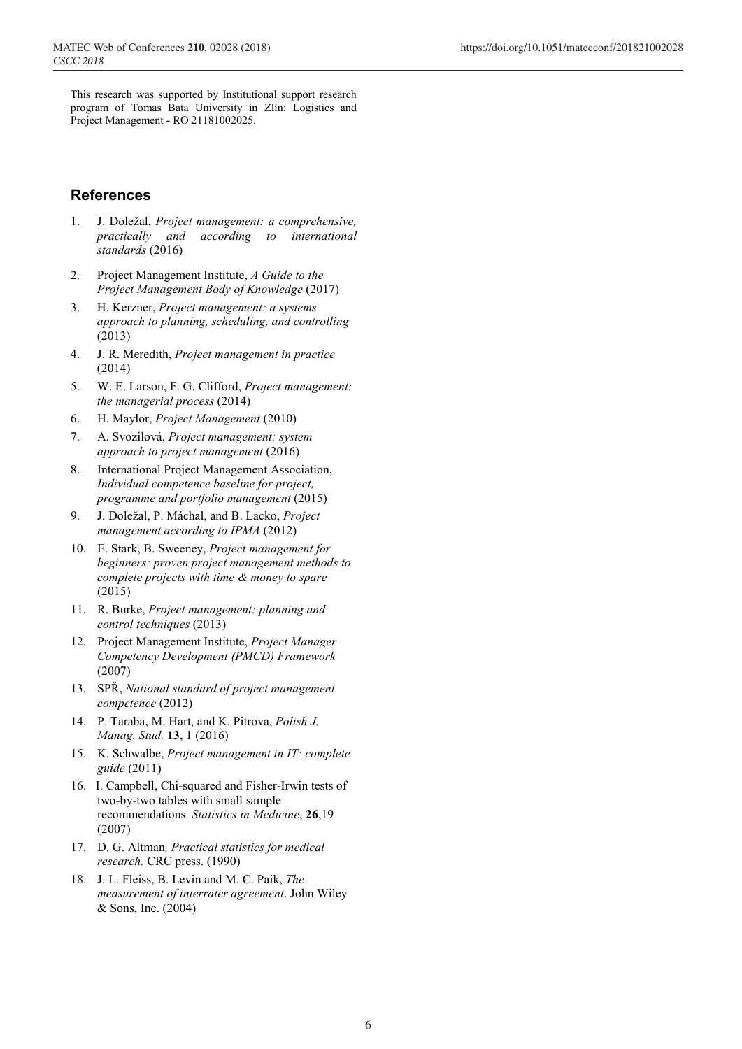This research was supported by Institutional support research program of Tomas Bata University in Zlín: Logistics and Project Management - RO 21181002025.

## References

1. J. Doležal, *Project management: a comprehensive, practically and according to international standards* (2016)
2. Project Management Institute, *A Guide to the Project Management Body of Knowledge* (2017)
3. H. Kerzner, *Project management: a systems approach to planning, scheduling, and controlling* (2013)
4. J. R. Meredith, *Project management in practice* (2014)
5. W. E. Larson, F. G. Clifford, *Project management: the managerial process* (2014)
6. H. Maylor, *Project Management* (2010)
7. A. Svozilová, *Project management: system approach to project management* (2016)
8. International Project Management Association, *Individual competence baseline for project, programme and portfolio management* (2015)
9. J. Doležal, P. Máchal, and B. Lacko, *Project management according to IPMA* (2012)
10. E. Stark, B. Sweeney, *Project management for beginners: proven project management methods to complete projects with time & money to spare* (2015)
11. R. Burke, *Project management: planning and control techniques* (2013)
12. Project Management Institute, *Project Manager Competency Development (PMCD) Framework* (2007)
13. SPŘ, *National standard of project management competence* (2012)
14. P. Taraba, M. Hart, and K. Pitrova, *Polish J. Manag. Stud.* **13**, 1 (2016)
15. K. Schwalbe, *Project management in IT: complete guide* (2011)
16. I. Campbell, Chi-squared and Fisher-Irwin tests of two-by-two tables with small sample recommendations. *Statistics in Medicine*, **26**,19 (2007)
17. D. G. Altman*, Practical statistics for medical research.* CRC press. (1990)
18. J. L. Fleiss, B. Levin and M. C. Paik, *The measurement of interrater agreement*. John Wiley & Sons, Inc. (2004)